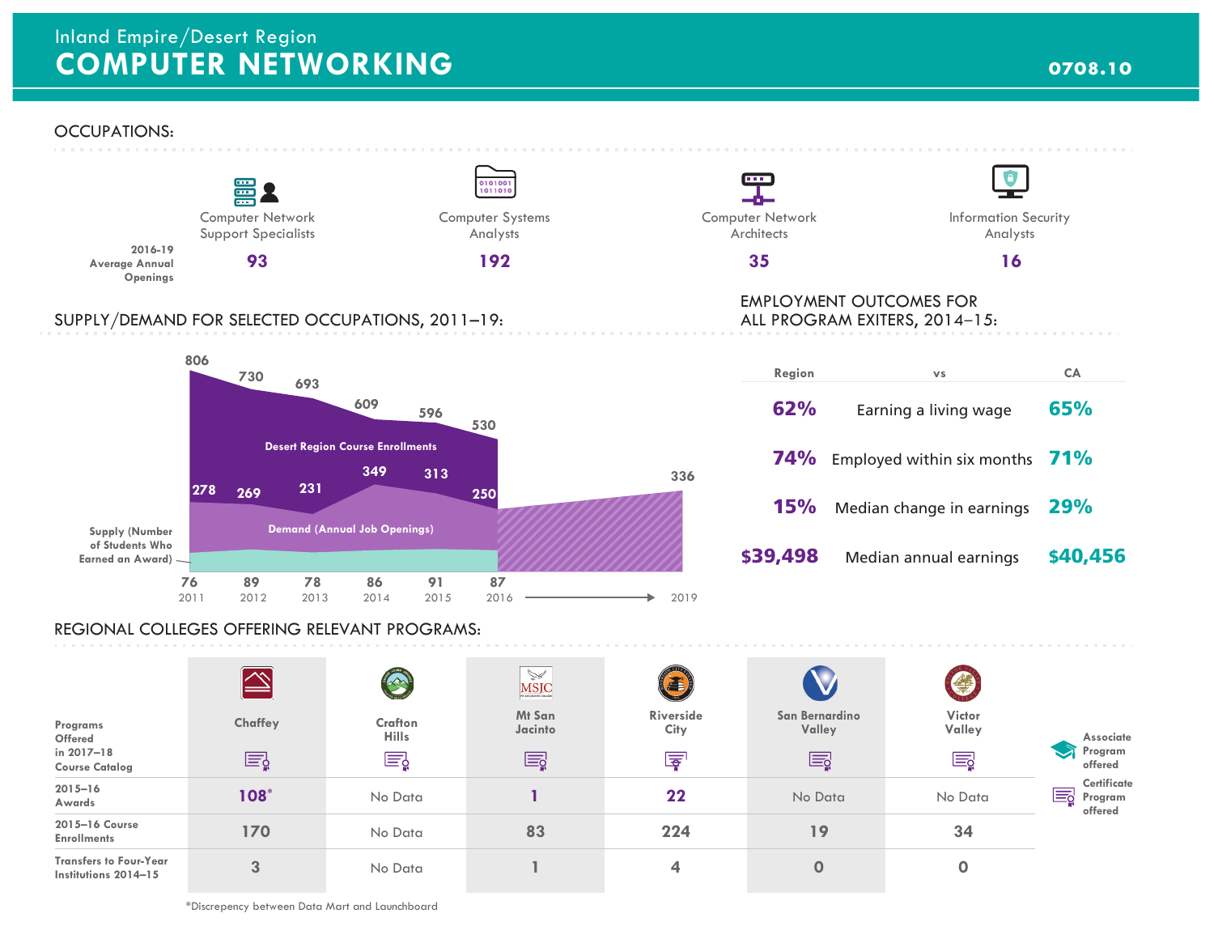# Inland Empire/Desert Region
# COMPUTER NETWORKING

**0708.10**

## OCCUPATIONS:

| | Computer Network Support Specialists | Computer Systems Analysts | Computer Network Architects | Information Security Analysts |
|---|---|---|---|---|
| 2016-19 Average Annual Openings | 93 | 192 | 35 | 16 |

## SUPPLY/DEMAND FOR SELECTED OCCUPATIONS, 2011–19:

| Year | Desert Region Course Enrollments | Demand (Annual Job Openings) | Supply (Number of Students Who Earned an Award) |
|---|---|---|---|
| 2011 | 806 | 278 | 76 |
| 2012 | 730 | 269 | 89 |
| 2013 | 693 | 231 | 78 |
| 2014 | 609 | 349 | 86 |
| 2015 | 596 | 313 | 91 |
| 2016 | 530 | 250 | 87 |
| 2019 | | 336 | |

## EMPLOYMENT OUTCOMES FOR ALL PROGRAM EXITERS, 2014–15:

| Region | vs | CA |
|---|---|---|
| 62% | Earning a living wage | 65% |
| 74% | Employed within six months | 71% |
| 15% | Median change in earnings | 29% |
| $39,498 | Median annual earnings | $40,456 |

## REGIONAL COLLEGES OFFERING RELEVANT PROGRAMS:

| | Chaffey | Crafton Hills | Mt San Jacinto | Riverside City | San Bernardino Valley | Victor Valley |
|---|---|---|---|---|---|---|
| Programs Offered in 2017–18 Course Catalog | Certificate | Certificate | Certificate | Certificate | Certificate | Certificate |
| 2015–16 Awards | 108* | No Data | 1 | 22 | No Data | No Data |
| 2015–16 Course Enrollments | 170 | No Data | 83 | 224 | 19 | 34 |
| Transfers to Four-Year Institutions 2014–15 | 3 | No Data | 1 | 4 | 0 | 0 |

Legend: Associate Program offered; Certificate Program offered

*Discrepency between Data Mart and Launchboard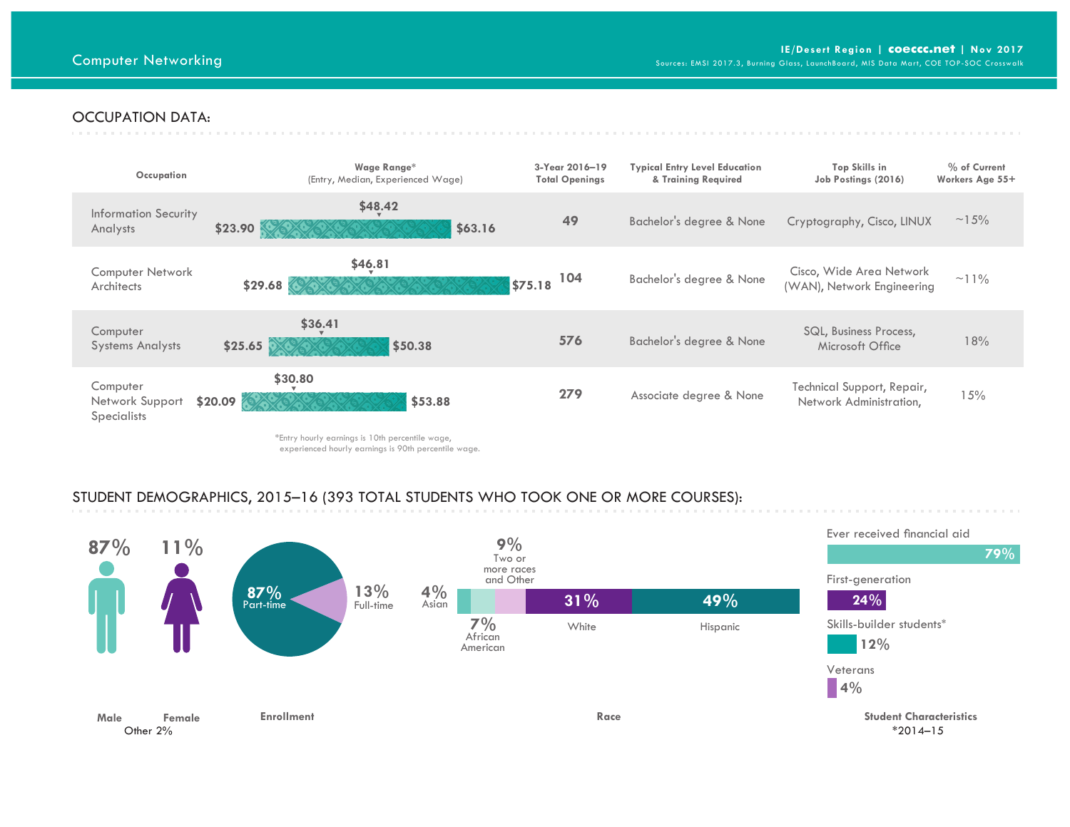Computer Networking

IE/Desert Region | coeccc.net | Nov 2017

Sources: EMSI 2017.3, Burning Glass, LaunchBoard, MIS Data Mart, COE TOP-SOC Crosswalk

## OCCUPATION DATA:

| Occupation | Wage Range* (Entry, Median, Experienced Wage) | 3-Year 2016–19 Total Openings | Typical Entry Level Education & Training Required | Top Skills in Job Postings (2016) | % of Current Workers Age 55+ |
|---|---|---|---|---|---|
| Information Security Analysts | $23.90, $48.42, $63.16 | 49 | Bachelor's degree & None | Cryptography, Cisco, LINUX | ~15% |
| Computer Network Architects | $29.68, $46.81, $75.18 | 104 | Bachelor's degree & None | Cisco, Wide Area Network (WAN), Network Engineering | ~11% |
| Computer Systems Analysts | $25.65, $36.41, $50.38 | 576 | Bachelor's degree & None | SQL, Business Process, Microsoft Office | 18% |
| Computer Network Support Specialists | $20.09, $30.80, $53.88 | 279 | Associate degree & None | Technical Support, Repair, Network Administration, | 15% |

*Entry hourly earnings is 10th percentile wage, experienced hourly earnings is 90th percentile wage.

## STUDENT DEMOGRAPHICS, 2015–16 (393 TOTAL STUDENTS WHO TOOK ONE OR MORE COURSES):

87%
11%
Male
Female
Other 2%

87% Part-time
13% Full-time
Enrollment

4% Asian
7% African American
9% Two or more races and Other
31% White
49% Hispanic
Race

Ever received financial aid 79%
First-generation 24%
Skills-builder students* 12%
Veterans 4%
Student Characteristics
*2014–15